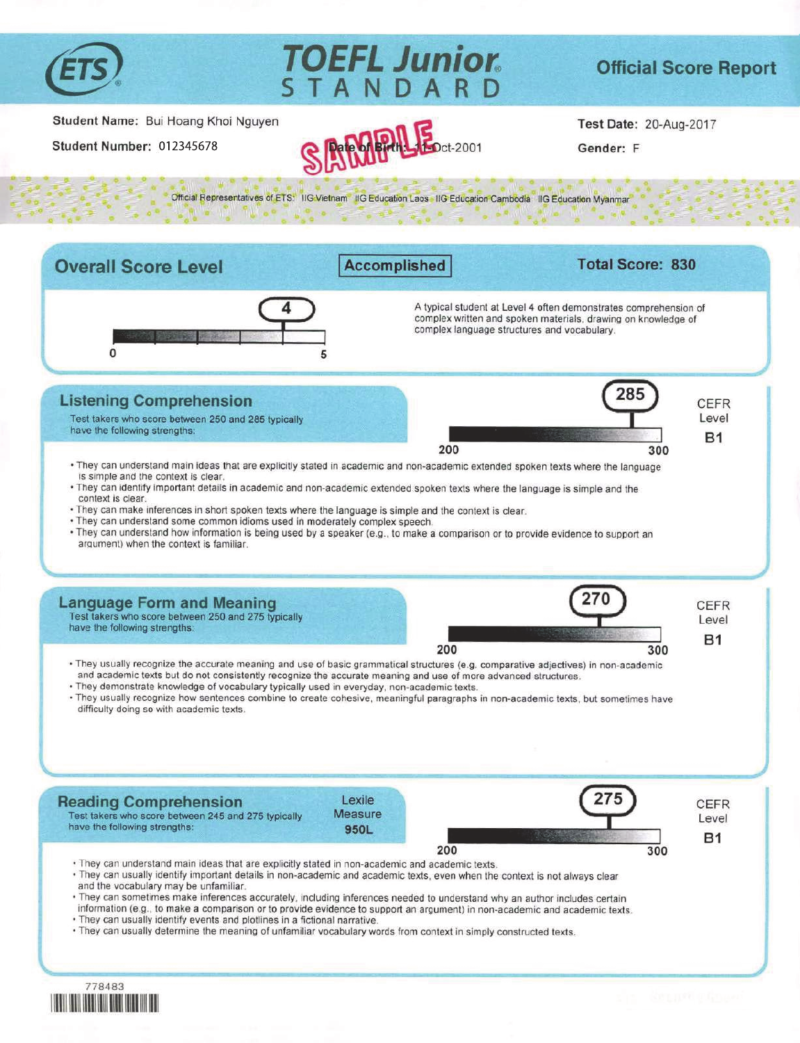ETS® **TOEFL Junior® STANDARD** — **Official Score Report**

**Student Name:** Bui Hoang Khoi Nguyen

**Student Number:** 012345678

SAMPLE

**Date of Birth:** 11-Oct-2001

**Test Date:** 20-Aug-2017

**Gender:** F

Official Representatives of ETS: IIG Vietnam IIG Education Laos IIG Education Cambodia IIG Education Myanmar

## Overall Score Level

**Accomplished**

**Total Score: 830**

4

0 — 5

A typical student at Level 4 often demonstrates comprehension of complex written and spoken materials, drawing on knowledge of complex language structures and vocabulary.

## Listening Comprehension

Test takers who score between 250 and 285 typically have the following strengths:

285

200 — 300

CEFR Level **B1**

- They can understand main ideas that are explicitly stated in academic and non-academic extended spoken texts where the language is simple and the context is clear.
- They can identify important details in academic and non-academic extended spoken texts where the language is simple and the context is clear.
- They can make inferences in short spoken texts where the language is simple and the context is clear.
- They can understand some common idioms used in moderately complex speech.
- They can understand how information is being used by a speaker (e.g., to make a comparison or to provide evidence to support an argument) when the context is familiar.

## Language Form and Meaning

Test takers who score between 250 and 275 typically have the following strengths:

270

200 — 300

CEFR Level **B1**

- They usually recognize the accurate meaning and use of basic grammatical structures (e.g. comparative adjectives) in non-academic and academic texts but do not consistently recognize the accurate meaning and use of more advanced structures.
- They demonstrate knowledge of vocabulary typically used in everyday, non-academic texts.
- They usually recognize how sentences combine to create cohesive, meaningful paragraphs in non-academic texts, but sometimes have difficulty doing so with academic texts.

## Reading Comprehension

Test takers who score between 245 and 275 typically have the following strengths:

Lexile Measure **950L**

275

200 — 300

CEFR Level **B1**

- They can understand main ideas that are explicitly stated in non-academic and academic texts.
- They can usually identify important details in non-academic and academic texts, even when the context is not always clear and the vocabulary may be unfamiliar.
- They can sometimes make inferences accurately, including inferences needed to understand why an author includes certain information (e.g., to make a comparison or to provide evidence to support an argument) in non-academic and academic texts.
- They can usually identify events and plotlines in a fictional narrative.
- They can usually determine the meaning of unfamiliar vocabulary words from context in simply constructed texts.

778483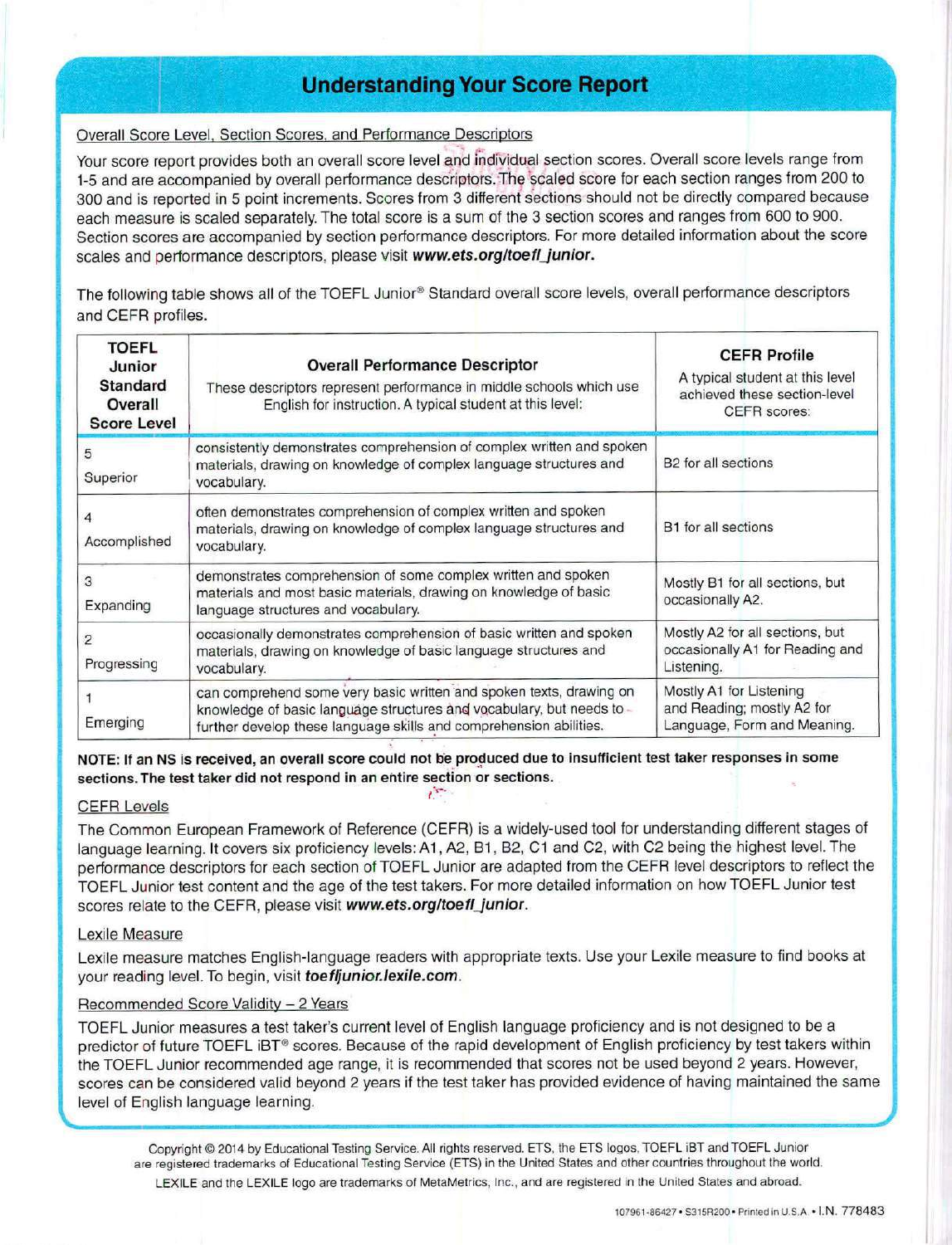# Understanding Your Score Report

Overall Score Level, Section Scores, and Performance Descriptors

Your score report provides both an overall score level and individual section scores. Overall score levels range from 1-5 and are accompanied by overall performance descriptors. The scaled score for each section ranges from 200 to 300 and is reported in 5 point increments. Scores from 3 different sections should not be directly compared because each measure is scaled separately. The total score is a sum of the 3 section scores and ranges from 600 to 900. Section scores are accompanied by section performance descriptors. For more detailed information about the score scales and performance descriptors, please visit ***www.ets.org/toefl_junior.***

The following table shows all of the TOEFL Junior® Standard overall score levels, overall performance descriptors and CEFR profiles.

| **TOEFL Junior Standard Overall Score Level** | **Overall Performance Descriptor** These descriptors represent performance in middle schools which use English for instruction. A typical student at this level: | **CEFR Profile** A typical student at this level achieved these section-level CEFR scores: |
|---|---|---|
| 5 Superior | consistently demonstrates comprehension of complex written and spoken materials, drawing on knowledge of complex language structures and vocabulary. | B2 for all sections |
| 4 Accomplished | often demonstrates comprehension of complex written and spoken materials, drawing on knowledge of complex language structures and vocabulary. | B1 for all sections |
| 3 Expanding | demonstrates comprehension of some complex written and spoken materials and most basic materials, drawing on knowledge of basic language structures and vocabulary. | Mostly B1 for all sections, but occasionally A2. |
| 2 Progressing | occasionally demonstrates comprehension of basic written and spoken materials, drawing on knowledge of basic language structures and vocabulary. | Mostly A2 for all sections, but occasionally A1 for Reading and Listening. |
| 1 Emerging | can comprehend some very basic written and spoken texts, drawing on knowledge of basic language structures and vocabulary, but needs to further develop these language skills and comprehension abilities. | Mostly A1 for Listening and Reading; mostly A2 for Language, Form and Meaning. |

**NOTE: If an NS is received, an overall score could not be produced due to insufficient test taker responses in some sections. The test taker did not respond in an entire section or sections.**

CEFR Levels

The Common European Framework of Reference (CEFR) is a widely-used tool for understanding different stages of language learning. It covers six proficiency levels: A1, A2, B1, B2, C1 and C2, with C2 being the highest level. The performance descriptors for each section of TOEFL Junior are adapted from the CEFR level descriptors to reflect the TOEFL Junior test content and the age of the test takers. For more detailed information on how TOEFL Junior test scores relate to the CEFR, please visit ***www.ets.org/toefl_junior***.

Lexile Measure

Lexile measure matches English-language readers with appropriate texts. Use your Lexile measure to find books at your reading level. To begin, visit ***toefljunior.lexile.com***.

Recommended Score Validity – 2 Years

TOEFL Junior measures a test taker's current level of English language proficiency and is not designed to be a predictor of future TOEFL iBT® scores. Because of the rapid development of English proficiency by test takers within the TOEFL Junior recommended age range, it is recommended that scores not be used beyond 2 years. However, scores can be considered valid beyond 2 years if the test taker has provided evidence of having maintained the same level of English language learning.

Copyright © 2014 by Educational Testing Service. All rights reserved. ETS, the ETS logos, TOEFL iBT and TOEFL Junior are registered trademarks of Educational Testing Service (ETS) in the United States and other countries throughout the world. LEXILE and the LEXILE logo are trademarks of MetaMetrics, Inc., and are registered in the United States and abroad.

107961-86427 • S315R200 • Printed in U.S.A. • I.N. 778483